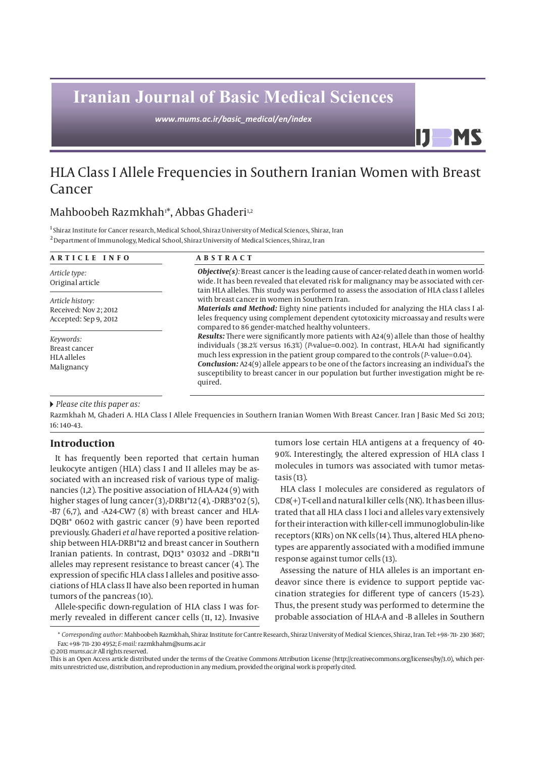# HLA Class I Allele Frequencies in Southern Iranian Women with Breast Cancer

Mahboobeh Razmkhah[1]*, Abbas Ghaderi[1,2]

[1] Shiraz Institute for Cancer research, Medical School, Shiraz University of Medical Sciences, Shiraz, Iran
[2] Department of Immunology, Medical School, Shiraz University of Medical Sciences, Shiraz, Iran

**ARTICLE INFO**

*Article type:*
Original article

*Article history:*
Received: Nov 2; 2012
Accepted: Sep 9, 2012

*Keywords:*
Breast cancer
HLA alleles
Malignancy

**ABSTRACT**

***Objective(s):*** Breast cancer is the leading cause of cancer-related death in women worldwide. It has been revealed that elevated risk for malignancy may be associated with certain HLA alleles. This study was performed to assess the association of HLA class I alleles with breast cancer in women in Southern Iran.

***Materials and Method:*** Eighty nine patients included for analyzing the HLA class I alleles frequency using complement dependent cytotoxicity microassay and results were compared to 86 gender-matched healthy volunteers.

***Results:*** There were significantly more patients with A24(9) allele than those of healthy individuals (38.2% versus 16.3%) (*P*-value=0.002). In contrast, HLA-A1 had significantly much less expression in the patient group compared to the controls (*P*-value=0.04).

***Conclusion:*** A24(9) allele appears to be one of the factors increasing an individual's the susceptibility to breast cancer in our population but further investigation might be required.

*Please cite this paper as:*
Razmkhah M, Ghaderi A. HLA Class I Allele Frequencies in Southern Iranian Women With Breast Cancer. Iran J Basic Med Sci 2013; 16: 140-43.

## Introduction

It has frequently been reported that certain human leukocyte antigen (HLA) class I and II alleles may be associated with an increased risk of various type of malignancies (1,2). The positive association of HLA-A24 (9) with higher stages of lung cancer (3),-DRB1*12 (4), -DRB3*02 (5), -B7 (6,7), and -A24-CW7 (8) with breast cancer and HLA-DQB1* 0602 with gastric cancer (9) have been reported previously. Ghaderi *et al* have reported a positive relationship between HLA-DRB1*12 and breast cancer in Southern Iranian patients. In contrast, DQ13* 03032 and –DRB1*11 alleles may represent resistance to breast cancer (4). The expression of specific HLA class I alleles and positive associations of HLA class II have also been reported in human tumors of the pancreas (10).

Allele-specific down-regulation of HLA class I was formerly revealed in different cancer cells (11, 12). Invasive tumors lose certain HLA antigens at a frequency of 40-90%. Interestingly, the altered expression of HLA class I molecules in tumors was associated with tumor metastasis (13).

HLA class I molecules are considered as regulators of CD8(+) T-cell and natural killer cells (NK). It has been illustrated that all HLA class I loci and alleles vary extensively for their interaction with killer-cell immunoglobulin-like receptors (KIRs) on NK cells (14). Thus, altered HLA phenotypes are apparently associated with a modified immune response against tumor cells (13).

Assessing the nature of HLA alleles is an important endeavor since there is evidence to support peptide vaccination strategies for different type of cancers (15-23). Thus, the present study was performed to determine the probable association of HLA-A and -B alleles in Southern

\* *Corresponding author:* Mahboobeh Razmkhah, Shiraz Institute for Cantre Research, Shiraz University of Medical Sciences, Shiraz, Iran. Tel: +98- 711- 230 3687; Fax: +98- 711- 230 4952; *E-mail:* razmkhahm@sums.ac.ir
© 2013 *mums.ac.ir* All rights reserved.
This is an Open Access article distributed under the terms of the Creative Commons Attribution License (http://creativecommons.org/licenses/by/3.0), which permits unrestricted use, distribution, and reproduction in any medium, provided the original work is properly cited.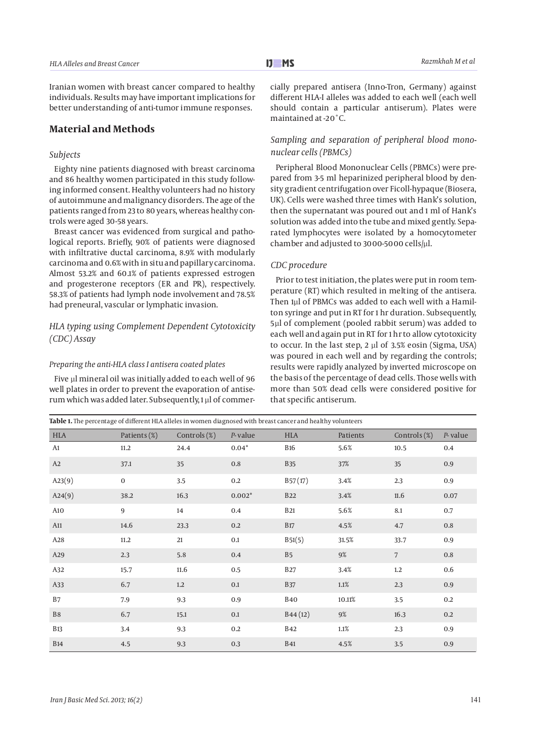Iranian women with breast cancer compared to healthy individuals. Results may have important implications for better understanding of anti-tumor immune responses.

## Material and Methods

### Subjects

Eighty nine patients diagnosed with breast carcinoma and 86 healthy women participated in this study following informed consent. Healthy volunteers had no history of autoimmune and malignancy disorders. The age of the patients ranged from 23 to 80 years, whereas healthy controls were aged 30-58 years.

Breast cancer was evidenced from surgical and pathological reports. Briefly, 90% of patients were diagnosed with infiltrative ductal carcinoma, 8.9% with modularly carcinoma and 0.6% with in situ and papillary carcinoma. Almost 53.2% and 60.1% of patients expressed estrogen and progesterone receptors (ER and PR), respectively. 58.3% of patients had lymph node involvement and 78.5% had preneural, vascular or lymphatic invasion.

### HLA typing using Complement Dependent Cytotoxicity (CDC) Assay

#### Preparing the anti-HLA class I antisera coated plates

Five µl mineral oil was initially added to each well of 96 well plates in order to prevent the evaporation of antiserum which was added later. Subsequently, 1 µl of commercially prepared antisera (Inno-Tron, Germany) against different HLA-I alleles was added to each well (each well should contain a particular antiserum). Plates were maintained at -20˚C.

### Sampling and separation of peripheral blood mononuclear cells (PBMCs)

Peripheral Blood Mononuclear Cells (PBMCs) were prepared from 3-5 ml heparinized peripheral blood by density gradient centrifugation over Ficoll-hypaque (Biosera, UK). Cells were washed three times with Hank's solution, then the supernatant was poured out and 1 ml of Hank's solution was added into the tube and mixed gently. Separated lymphocytes were isolated by a homocytometer chamber and adjusted to 3000-5000 cells/µl.

### CDC procedure

Prior to test initiation, the plates were put in room temperature (RT) which resulted in melting of the antisera. Then 1µl of PBMCs was added to each well with a Hamilton syringe and put in RT for 1 hr duration. Subsequently, 5µl of complement (pooled rabbit serum) was added to each well and again put in RT for 1 hr to allow cytotoxicity to occur. In the last step, 2 µl of 3.5% eosin (Sigma, USA) was poured in each well and by regarding the controls; results were rapidly analyzed by inverted microscope on the basis of the percentage of dead cells. Those wells with more than 50% dead cells were considered positive for that specific antiserum.

**Table 1.** The percentage of different HLA alleles in women diagnosed with breast cancer and healthy volunteers

| HLA | Patients (%) | Controls (%) | *P*-value | HLA | Patients | Controls (%) | *P*-value |
|---|---|---|---|---|---|---|---|
| A1 | 11.2 | 24.4 | 0.04* | B16 | 5.6% | 10.5 | 0.4 |
| A2 | 37.1 | 35 | 0.8 | B35 | 37% | 35 | 0.9 |
| A23(9) | 0 | 3.5 | 0.2 | B57(17) | 3.4% | 2.3 | 0.9 |
| A24(9) | 38.2 | 16.3 | 0.002* | B22 | 3.4% | 11.6 | 0.07 |
| A10 | 9 | 14 | 0.4 | B21 | 5.6% | 8.1 | 0.7 |
| A11 | 14.6 | 23.3 | 0.2 | B17 | 4.5% | 4.7 | 0.8 |
| A28 | 11.2 | 21 | 0.1 | B51(5) | 31.5% | 33.7 | 0.9 |
| A29 | 2.3 | 5.8 | 0.4 | B5 | 9% | 7 | 0.8 |
| A32 | 15.7 | 11.6 | 0.5 | B27 | 3.4% | 1.2 | 0.6 |
| A33 | 6.7 | 1.2 | 0.1 | B37 | 1.1% | 2.3 | 0.9 |
| B7 | 7.9 | 9.3 | 0.9 | B40 | 10.11% | 3.5 | 0.2 |
| B8 | 6.7 | 15.1 | 0.1 | B44 (12) | 9% | 16.3 | 0.2 |
| B13 | 3.4 | 9.3 | 0.2 | B42 | 1.1% | 2.3 | 0.9 |
| B14 | 4.5 | 9.3 | 0.3 | B41 | 4.5% | 3.5 | 0.9 |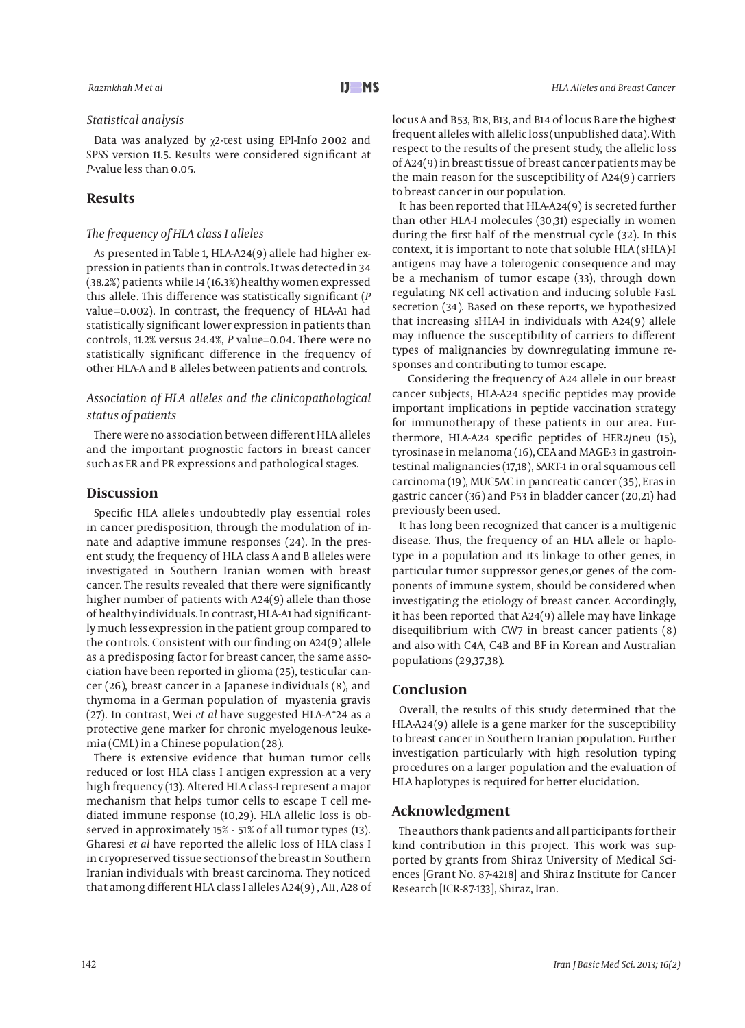### *Statistical analysis*

Data was analyzed by $\chi$2-test using EPI-Info 2002 and SPSS version 11.5. Results were considered significant at *P*-value less than 0.05.

## Results

### *The frequency of HLA class I alleles*

As presented in Table 1, HLA-A24(9) allele had higher expression in patients than in controls. It was detected in 34 (38.2%) patients while 14 (16.3%) healthy women expressed this allele. This difference was statistically significant (*P* value=0.002). In contrast, the frequency of HLA-A1 had statistically significant lower expression in patients than controls, 11.2% versus 24.4%, *P* value=0.04. There were no statistically significant difference in the frequency of other HLA-A and B alleles between patients and controls.

### *Association of HLA alleles and the clinicopathological status of patients*

There were no association between different HLA alleles and the important prognostic factors in breast cancer such as ER and PR expressions and pathological stages.

## Discussion

Specific HLA alleles undoubtedly play essential roles in cancer predisposition, through the modulation of innate and adaptive immune responses (24). In the present study, the frequency of HLA class A and B alleles were investigated in Southern Iranian women with breast cancer. The results revealed that there were significantly higher number of patients with A24(9) allele than those of healthy individuals. In contrast, HLA-A1 had significantly much less expression in the patient group compared to the controls. Consistent with our finding on A24(9) allele as a predisposing factor for breast cancer, the same association have been reported in glioma (25), testicular cancer (26), breast cancer in a Japanese individuals (8), and thymoma in a German population of myasthenia gravis (27). In contrast, Wei *et al* have suggested HLA-A*24 as a protective gene marker for chronic myelogenous leukemia (CML) in a Chinese population (28).

There is extensive evidence that human tumor cells reduced or lost HLA class I antigen expression at a very high frequency (13). Altered HLA class-I represent a major mechanism that helps tumor cells to escape T cell mediated immune response (10,29). HLA allelic loss is observed in approximately 15% - 51% of all tumor types (13). Gharesi *et al* have reported the allelic loss of HLA class I in cryopreserved tissue sections of the breast in Southern Iranian individuals with breast carcinoma. They noticed that among different HLA class I alleles A24(9), A11, A28 of locus A and B53, B18, B13, and B14 of locus B are the highest frequent alleles with allelic loss (unpublished data). With respect to the results of the present study, the allelic loss of A24(9) in breast tissue of breast cancer patients may be the main reason for the susceptibility of A24(9) carriers to breast cancer in our population.

It has been reported that HLA-A24(9) is secreted further than other HLA-I molecules (30,31) especially in women during the first half of the menstrual cycle (32). In this context, it is important to note that soluble HLA (sHLA)-I antigens may have a tolerogenic consequence and may be a mechanism of tumor escape (33), through down regulating NK cell activation and inducing soluble FasL secretion (34). Based on these reports, we hypothesized that increasing sHLA-I in individuals with A24(9) allele may influence the susceptibility of carriers to different types of malignancies by downregulating immune responses and contributing to tumor escape.

Considering the frequency of A24 allele in our breast cancer subjects, HLA-A24 specific peptides may provide important implications in peptide vaccination strategy for immunotherapy of these patients in our area. Furthermore, HLA-A24 specific peptides of HER2/neu (15), tyrosinase in melanoma (16), CEA and MAGE-3 in gastrointestinal malignancies (17,18), SART-1 in oral squamous cell carcinoma (19), MUC5AC in pancreatic cancer (35), Eras in gastric cancer (36) and P53 in bladder cancer (20,21) had previously been used.

It has long been recognized that cancer is a multigenic disease. Thus, the frequency of an HLA allele or haplotype in a population and its linkage to other genes, in particular tumor suppressor genes,or genes of the components of immune system, should be considered when investigating the etiology of breast cancer. Accordingly, it has been reported that A24(9) allele may have linkage disequilibrium with CW7 in breast cancer patients (8) and also with C4A, C4B and BF in Korean and Australian populations (29,37,38).

## Conclusion

Overall, the results of this study determined that the HLA-A24(9) allele is a gene marker for the susceptibility to breast cancer in Southern Iranian population. Further investigation particularly with high resolution typing procedures on a larger population and the evaluation of HLA haplotypes is required for better elucidation.

## Acknowledgment

The authors thank patients and all participants for their kind contribution in this project. This work was supported by grants from Shiraz University of Medical Sciences [Grant No. 87-4218] and Shiraz Institute for Cancer Research [ICR-87-133], Shiraz, Iran.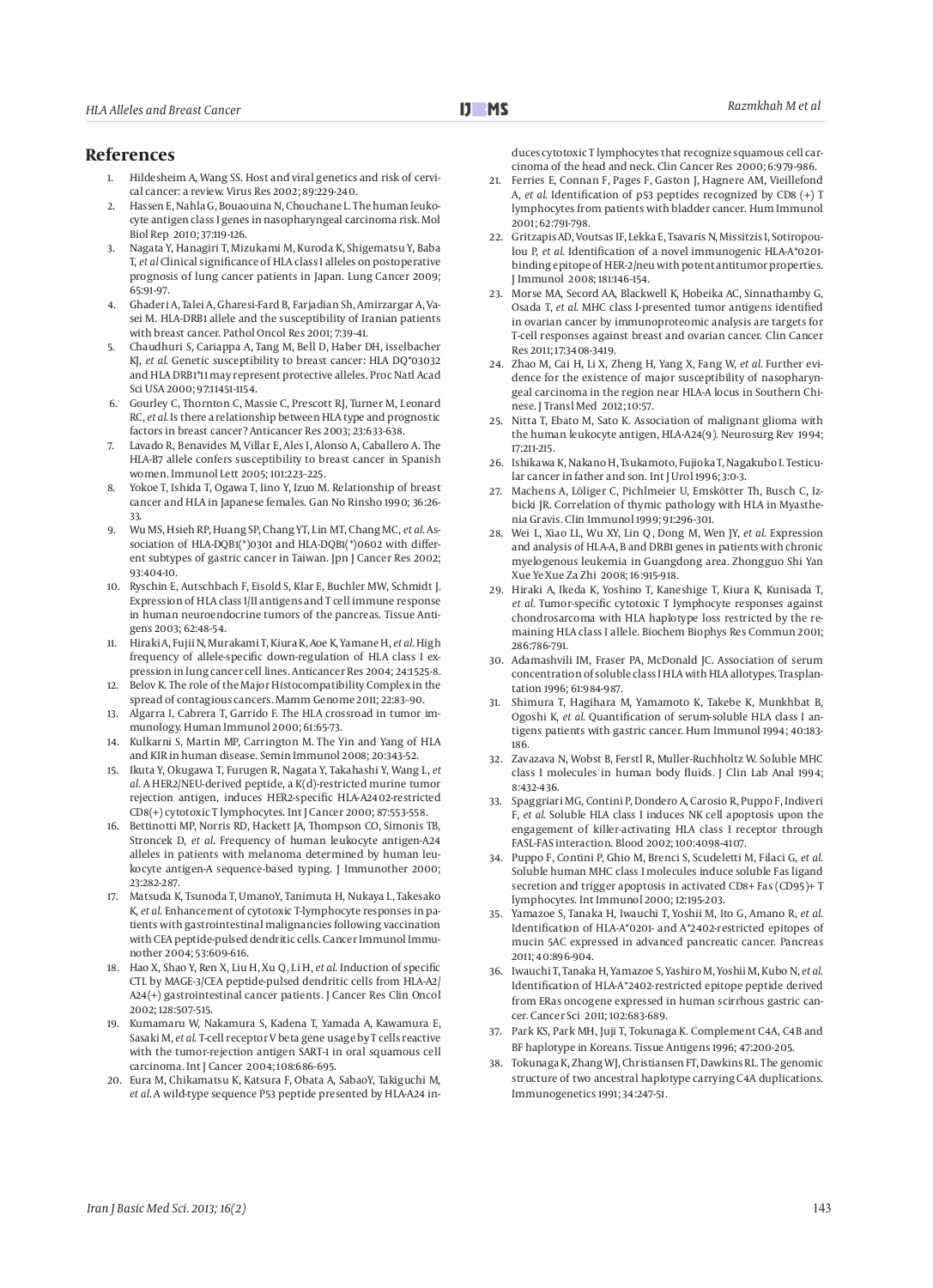## References

1. Hildesheim A, Wang SS. Host and viral genetics and risk of cervical cancer: a review. Virus Res 2002; 89:229-240.
2. Hassen E, Nahla G, Bouaouina N, Chouchane L. The human leukocyte antigen class I genes in nasopharyngeal carcinoma risk. Mol Biol Rep 2010; 37:119-126.
3. Nagata Y, Hanagiri T, Mizukami M, Kuroda K, Shigematsu Y, Baba T, *et al* Clinical significance of HLA class I alleles on postoperative prognosis of lung cancer patients in Japan. Lung Cancer 2009; 65:91-97.
4. Ghaderi A, Talei A, Gharesi-Fard B, Farjadian Sh, Amirzargar A, Vasei M. HLA-DRB1 allele and the susceptibility of Iranian patients with breast cancer. Pathol Oncol Res 2001; 7:39-41.
5. Chaudhuri S, Cariappa A, Tang M, Bell D, Haber DH, isselbacher KJ, *et al*. Genetic susceptibility to breast cancer: HLA DQ*03032 and HLA DRB1*11 may represent protective alleles. Proc Natl Acad Sci USA 2000; 97:11451-1154.
6. Gourley C, Thornton C, Massie C, Prescott RJ, Turner M, Leonard RC, *et al*. Is there a relationship between HLA type and prognostic factors in breast cancer? Anticancer Res 2003; 23:633-638.
7. Lavado R, Benavides M, Villar E, Ales I, Alonso A, Caballero A. The HLA-B7 allele confers susceptibility to breast cancer in Spanish women. Immunol Lett 2005; 101:223–225.
8. Yokoe T, Ishida T, Ogawa T, Iino Y, Izuo M. Relationship of breast cancer and HLA in Japanese females. Gan No Rinsho 1990; 36:26-33.
9. Wu MS, Hsieh RP, Huang SP, Chang YT, Lin MT, Chang MC, *et al*. Association of HLA-DQB1(*)0301 and HLA-DQB1(*)0602 with different subtypes of gastric cancer in Taiwan. Jpn J Cancer Res 2002; 93:404-10.
10. Ryschin E, Autschbach F, Eisold S, Klar E, Buchler MW, Schmidt J. Expression of HLA class I/II antigens and T cell immune response in human neuroendocrine tumors of the pancreas. Tissue Antigens 2003; 62:48-54.
11. Hiraki A, Fujii N, Murakami T, Kiura K, Aoe K, Yamane H, *et al*. High frequency of allele-specific down-regulation of HLA class I expression in lung cancer cell lines. Anticancer Res 2004; 24:1525-8.
12. Belov K. The role of the Major Histocompatibility Complex in the spread of contagious cancers. Mamm Genome 2011; 22:83–90.
13. Algarra I, Cabrera T, Garrido F. The HLA crossroad in tumor immunology. Human Immunol 2000; 61:65-73.
14. Kulkarni S, Martin MP, Carrington M. The Yin and Yang of HLA and KIR in human disease. Semin Immunol 2008; 20:343-52.
15. Ikuta Y, Okugawa T, Furugen R, Nagata Y, Takahashi Y, Wang L, *et al*. A HER2/NEU-derived peptide, a K(d)-restricted murine tumor rejection antigen, induces HER2-specific HLA-A2402-restricted CD8(+) cytotoxic T lymphocytes. Int J Cancer 2000; 87:553-558.
16. Bettinotti MP, Norris RD, Hackett JA, Thompson CO, Simonis TB, Stroncek D, *et al*. Frequency of human leukocyte antigen-A24 alleles in patients with melanoma determined by human leukocyte antigen-A sequence-based typing. J Immunother 2000; 23:282-287.
17. Matsuda K, Tsunoda T, UmanoY, Tanimuta H, Nukaya I., Takesako K, *et al*. Enhancement of cytotoxic T-lymphocyte responses in patients with gastrointestinal malignancies following vaccination with CEA peptide-pulsed dendritic cells. Cancer Immunol Immunother 2004; 53:609-616.
18. Hao X, Shao Y, Ren X, Liu H, Xu Q, Li H, *et al*. Induction of specific CTL by MAGE-3/CEA peptide-pulsed dendritic cells from HLA-A2/A24(+) gastrointestinal cancer patients. J Cancer Res Clin Oncol 2002; 128:507-515.
19. Kumamaru W, Nakamura S, Kadena T, Yamada A, Kawamura E, Sasaki M, *et al*. T-cell receptor V beta gene usage by T cells reactive with the tumor-rejection antigen SART-1 in oral squamous cell carcinoma. Int J Cancer 2004; 108:686-695.
20. Eura M, Chikamatsu K, Katsura F, Obata A, SabaoY, Takiguchi M, *et al*. A wild-type sequence P53 peptide presented by HLA-A24 induces cytotoxic T lymphocytes that recognize squamous cell carcinoma of the head and neck. Clin Cancer Res 2000; 6:979-986.
21. Ferries E, Connan F, Pages F, Gaston J, Hagnere AM, Vieillefond A, *et al*. Identification of p53 peptides recognized by CD8 (+) T lymphocytes from patients with bladder cancer. Hum Immunol 2001; 62:791-798.
22. Gritzapis AD, Voutsas IF, Lekka E, Tsavaris N, Missitzis I, Sotiropoulou P, *et al*. Identification of a novel immunogenic HLA-A*0201-binding epitope of HER-2/neu with potent antitumor properties. J Immunol 2008; 181:146-154.
23. Morse MA, Secord AA, Blackwell K, Hobeika AC, Sinnathamby G, Osada T, *et al*. MHC class I-presented tumor antigens identified in ovarian cancer by immunoproteomic analysis are targets for T-cell responses against breast and ovarian cancer. Clin Cancer Res 2011; 17:3408-3419.
24. Zhao M, Cai H, Li X, Zheng H, Yang X, Fang W, *et al*. Further evidence for the existence of major susceptibility of nasopharyngeal carcinoma in the region near HLA-A locus in Southern Chinese. J Transl Med 2012; 10:57.
25. Nitta T, Ebato M, Sato K. Association of malignant glioma with the human leukocyte antigen, HLA-A24(9). Neurosurg Rev 1994; 17:211-215.
26. Ishikawa K, Nakano H, Tsukamoto, Fujioka T, Nagakubo I. Testicular cancer in father and son. Int J Urol 1996; 3:0-3.
27. Machens A, Löliger C, Pichlmeier U, Emskötter Th, Busch C, Izbicki JR. Correlation of thymic pathology with HLA in Myasthenia Gravis. Clin Immunol 1999; 91:296-301.
28. Wei L, Xiao LL, Wu XY, Lin Q, Dong M, Wen JY, *et al*. Expression and analysis of HLA-A, B and DRB1 genes in patients with chronic myelogenous leukemia in Guangdong area. Zhongguo Shi Yan Xue Ye Xue Za Zhi 2008; 16:915-918.
29. Hiraki A, Ikeda K, Yoshino T, Kaneshige T, Kiura K, Kunisada T, *et al*. Tumor-specific cytotoxic T lymphocyte responses against chondrosarcoma with HLA haplotype loss restricted by the remaining HLA class I allele. Biochem Biophys Res Commun 2001; 286:786-791.
30. Adamashvili IM, Fraser PA, McDonald JC. Association of serum concentration of soluble class I HLA with HLA allotypes. Trasplantation 1996; 61:984-987.
31. Shimura T, Hagihara M, Yamamoto K, Takebe K, Munkhbat B, Ogoshi K, *et al*. Quantification of serum-soluble HLA class I antigens patients with gastric cancer. Hum Immunol 1994; 40:183-186.
32. Zavazava N, Wobst B, Ferstl R, Muller-Ruchholtz W. Soluble MHC class I molecules in human body fluids. J Clin Lab Anal 1994; 8:432-436.
33. Spaggriari MG, Contini P, Dondero A, Carosio R, Puppo F, Indiveri F, *et al*. Soluble HLA class I induces NK cell apoptosis upon the engagement of killer-activating HLA class I receptor through FASL-FAS interaction. Blood 2002; 100:4098-4107.
34. Puppo F, Contini P, Ghio M, Brenci S, Scudeletti M, Filaci G, *et al*. Soluble human MHC class I molecules induce soluble Fas ligand secretion and trigger apoptosis in activated CD8+ Fas (CD95)+ T lymphocytes. Int Immunol 2000; 12:195-203.
35. Yamazoe S, Tanaka H, Iwauchi T, Yoshii M, Ito G, Amano R, *et al*. Identification of HLA-A*0201- and A*2402-restricted epitopes of mucin 5AC expressed in advanced pancreatic cancer. Pancreas 2011; 40:896-904.
36. Iwauchi T, Tanaka H, Yamazoe S, Yashiro M, Yoshii M, Kubo N, *et al*. Identification of HLA-A*2402-restricted epitope peptide derived from ERas oncogene expressed in human scirrhous gastric cancer. Cancer Sci 2011; 102:683-689.
37. Park KS, Park MH, Juji T, Tokunaga K. Complement C4A, C4B and BF haplotype in Koreans. Tissue Antigens 1996; 47:200-205.
38. Tokunaga K, Zhang WJ, Christiansen FT, Dawkins RL. The genomic structure of two ancestral haplotype carrying C4A duplications. Immunogenetics 1991; 34:247-51.